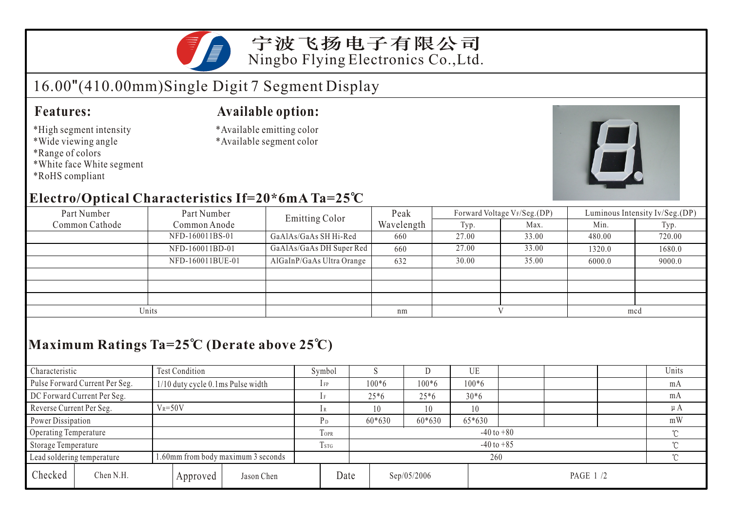宁波飞扬电子有限公司
Ningbo Flying Electronics Co.,Ltd.

# 16.00"(410.00mm)Single Digit 7 Segment Display

## Features:

*High segment intensity
*Wide viewing angle
*Range of colors
*White face White segment
*RoHS compliant

## Available option:

*Available emitting color
*Available segment color

## Electro/Optical Characteristics If=20*6mA Ta=25℃

| Part Number Common Cathode | Part Number Common Anode | Emitting Color | Peak Wavelength | Forward Voltage $V_F$/Seg.(DP) | | Luminous Intensity Iv/Seg.(DP) | |
|---|---|---|---|---|---|---|---|
| | | | | Typ. | Max. | Min. | Typ. |
| | NFD-160011BS-01 | GaAlAs/GaAs SH Hi-Red | 660 | 27.00 | 33.00 | 480.00 | 720.00 |
| | NFD-160011BD-01 | GaAlAs/GaAs DH Super Red | 660 | 27.00 | 33.00 | 1320.0 | 1680.0 |
| | NFD-160011BUE-01 | AlGaInP/GaAs Ultra Orange | 632 | 30.00 | 35.00 | 6000.0 | 9000.0 |
| | | | | | | | |
| | | | | | | | |
| | | | | | | | |
| Units | | | nm | V | | mcd | |

## Maximum Ratings Ta=25℃ (Derate above 25℃)

| Characteristic | Test Condition | Symbol | S | D | UE | | | | Units |
|---|---|---|---|---|---|---|---|---|---|
| Pulse Forward Current Per Seg. | 1/10 duty cycle 0.1ms Pulse width | $I_{FP}$ | 100*6 | 100*6 | 100*6 | | | | mA |
| DC Forward Current Per Seg. | | $I_F$ | 25*6 | 25*6 | 30*6 | | | | mA |
| Reverse Current Per Seg. | $V_R$=50V | $I_R$ | 10 | 10 | 10 | | | | μA |
| Power Dissipation | | $P_D$ | 60*630 | 60*630 | 65*630 | | | | mW |
| Operating Temperature | | $T_{OPR}$ | -40 to +80 | | | | | | ℃ |
| Storage Temperature | | $T_{STG}$ | -40 to +85 | | | | | | ℃ |
| Lead soldering temperature | 1.60mm from body maximum 3 seconds | | 260 | | | | | | ℃ |

| Checked | Chen N.H. | Approved | Jason Chen | Date | Sep/05/2006 |
|---|---|---|---|---|---|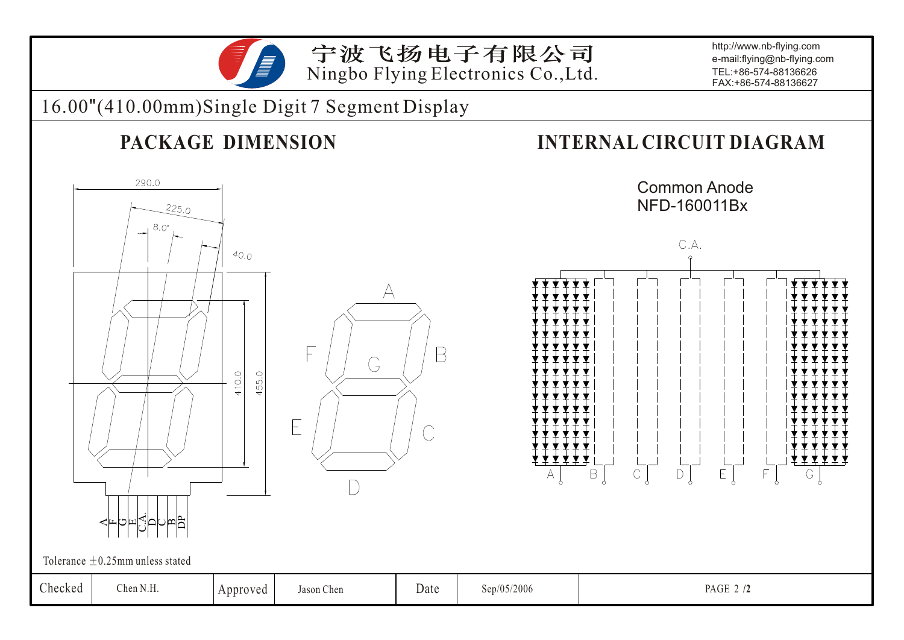宁波飞扬电子有限公司
Ningbo Flying Electronics Co.,Ltd.

http://www.nb-flying.com
e-mail:flying@nb-flying.com
TEL:+86-574-88136626
FAX:+86-574-88136627

# 16.00"(410.00mm)Single Digit 7 Segment Display

## PACKAGE DIMENSION

290.0
225.0
8.0°
40.0
410.0
455.0

A F G E C.A. D C B DP

A
F
G
B
E
C
D

## INTERNAL CIRCUIT DIAGRAM

Common Anode
NFD-160011Bx

C.A.

A B C D E F G

Tolerance ±0.25mm unless stated

| Checked | Chen N.H. | Approved | Jason Chen | Date | Sep/05/2006 |
|---|---|---|---|---|---|